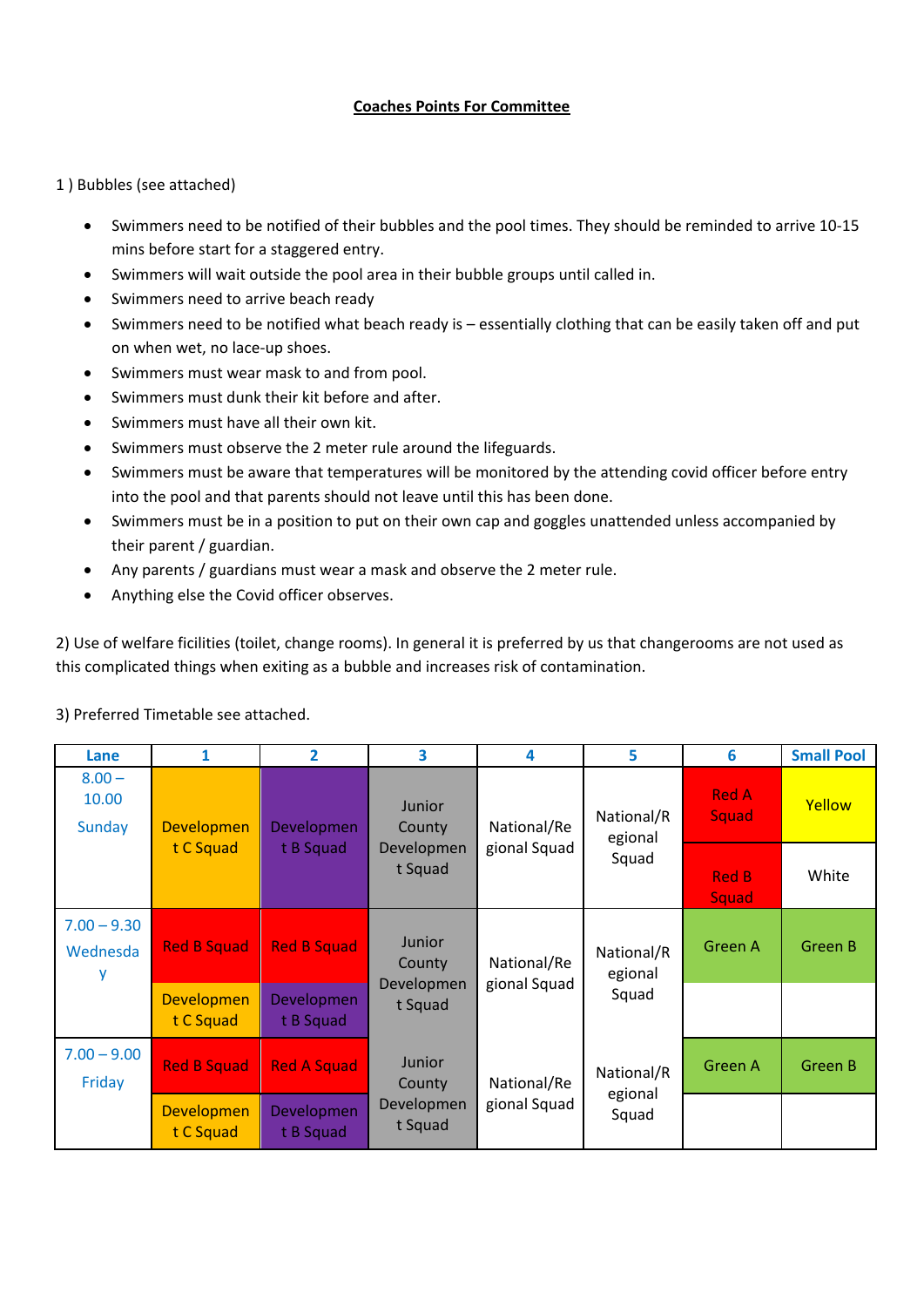**Coaches Points For Committee**

1 ) Bubbles (see attached)

- Swimmers need to be notified of their bubbles and the pool times. They should be reminded to arrive 10-15 mins before start for a staggered entry.
- Swimmers will wait outside the pool area in their bubble groups until called in.
- Swimmers need to arrive beach ready
- Swimmers need to be notified what beach ready is – essentially clothing that can be easily taken off and put on when wet, no lace-up shoes.
- Swimmers must wear mask to and from pool.
- Swimmers must dunk their kit before and after.
- Swimmers must have all their own kit.
- Swimmers must observe the 2 meter rule around the lifeguards.
- Swimmers must be aware that temperatures will be monitored by the attending covid officer before entry into the pool and that parents should not leave until this has been done.
- Swimmers must be in a position to put on their own cap and goggles unattended unless accompanied by their parent / guardian.
- Any parents / guardians must wear a mask and observe the 2 meter rule.
- Anything else the Covid officer observes.

2) Use of welfare ficilities (toilet, change rooms). In general it is preferred by us that changerooms are not used as this complicated things when exiting as a bubble and increases risk of contamination.

3) Preferred Timetable see attached.

| Lane | 1 | 2 | 3 | 4 | 5 | 6 | Small Pool |
|---|---|---|---|---|---|---|---|
| 8.00 – 10.00 Sunday | Development C Squad | Development B Squad | Junior County Development Squad | National/Regional Squad | National/Regional Squad | Red A Squad | Yellow |
| | | | | | | Red B Squad | White |
| 7.00 – 9.30 Wednesday | Red B Squad | Red B Squad | Junior County Development Squad | National/Regional Squad | National/Regional Squad | Green A | Green B |
| | Development C Squad | Development B Squad | | | | | |
| 7.00 – 9.00 Friday | Red B Squad | Red A Squad | Junior County Development Squad | National/Regional Squad | National/Regional Squad | Green A | Green B |
| | Development C Squad | Development B Squad | | | | | |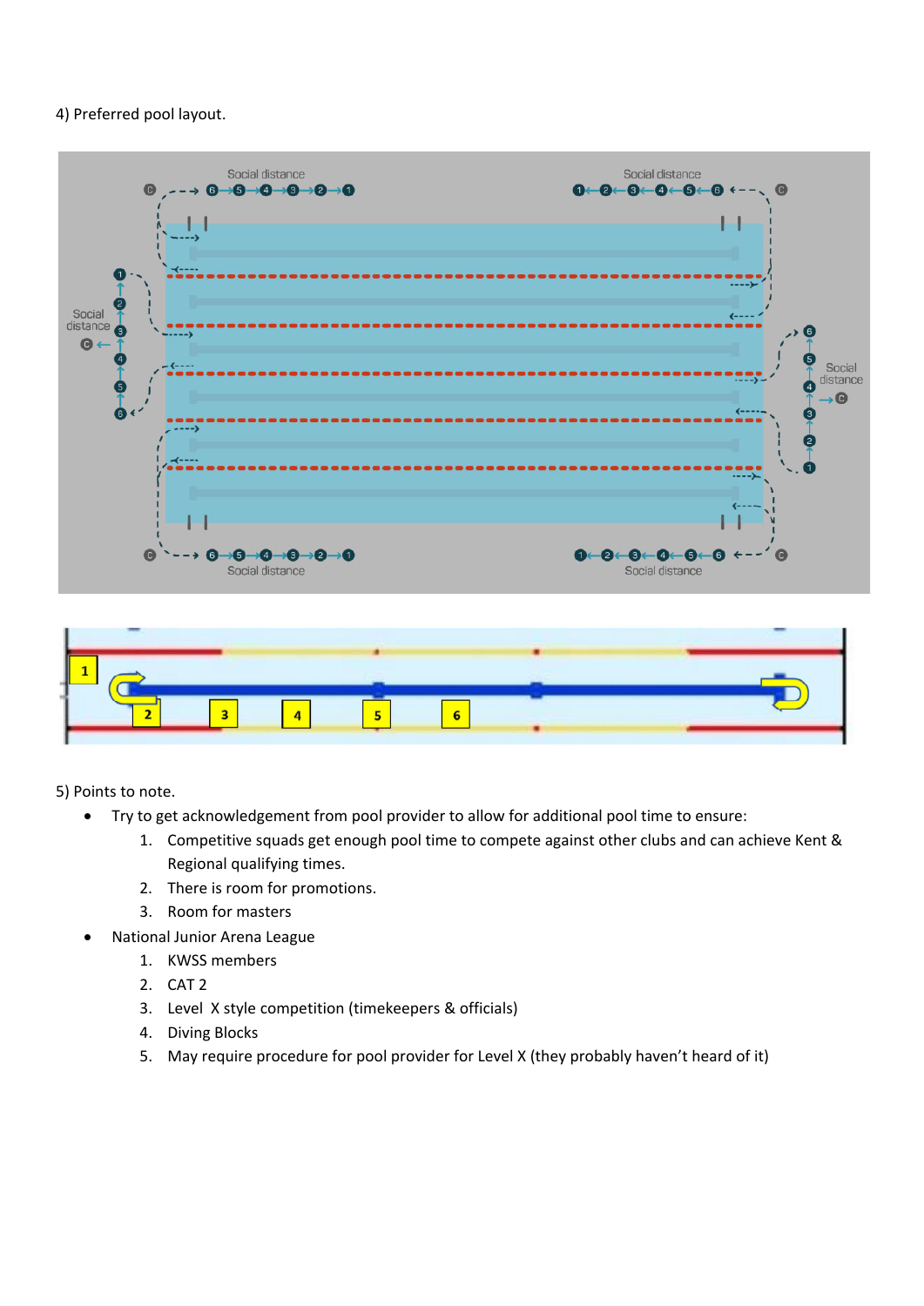4) Preferred pool layout.

Social distance

Social distance

Social distance

Social distance

Social distance

Social distance

5) Points to note.

- Try to get acknowledgement from pool provider to allow for additional pool time to ensure:
    1. Competitive squads get enough pool time to compete against other clubs and can achieve Kent & Regional qualifying times.
    2. There is room for promotions.
    3. Room for masters
- National Junior Arena League
    1. KWSS members
    2. CAT 2
    3. Level X style competition (timekeepers & officials)
    4. Diving Blocks
    5. May require procedure for pool provider for Level X (they probably haven't heard of it)